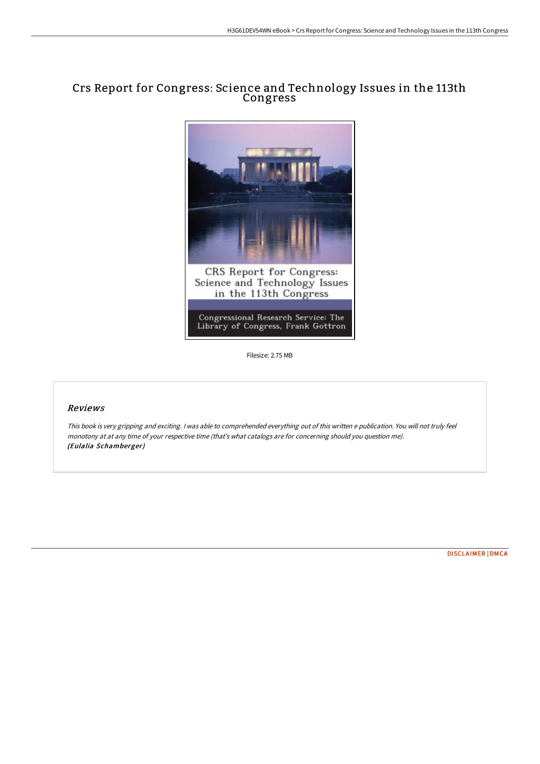# Crs Report for Congress: Science and Technology Issues in the 113th Congress

Filesize: 2.75 MB

## *Reviews*

*This book is very gripping and exciting. I was able to comprehended everything out of this written e publication. You will not truly feel monotony at at any time of your respective time (that's what catalogs are for concerning should you question me).*
***(Eulalia Schamberger)***

DISCLAIMER | DMCA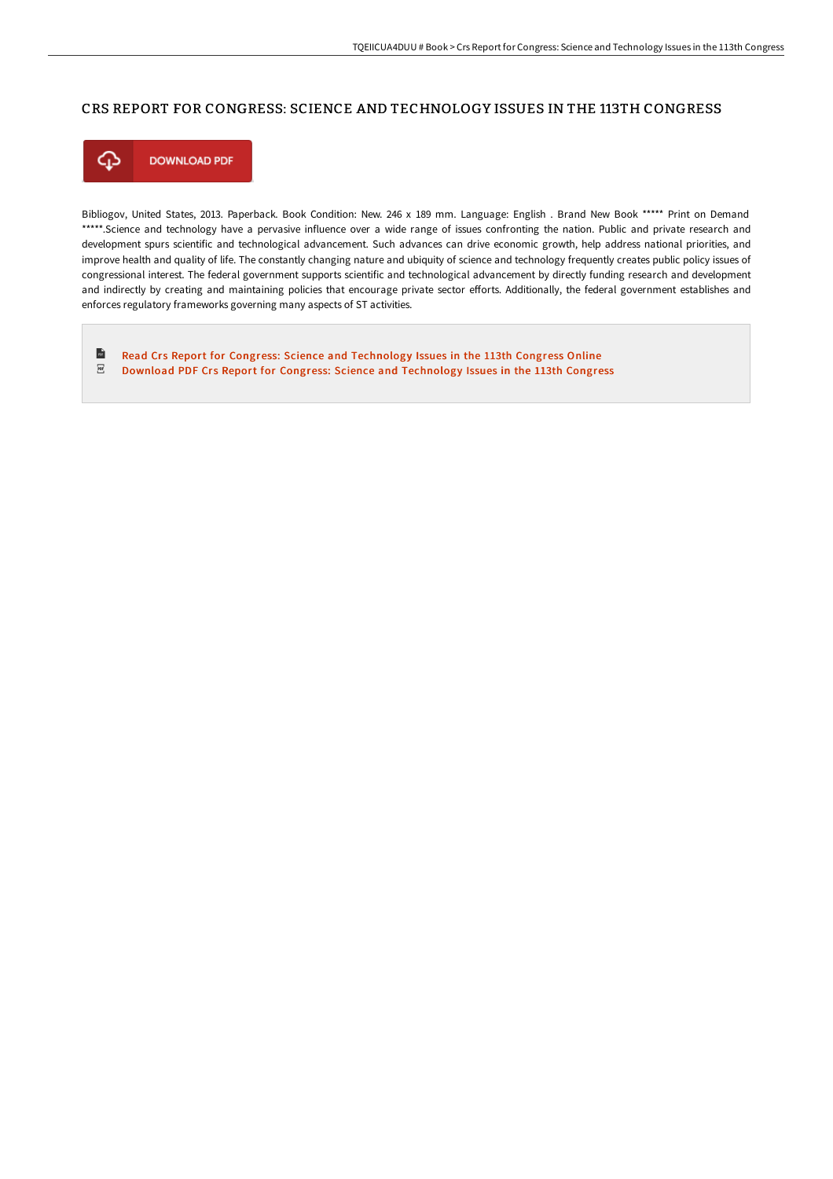# CRS REPORT FOR CONGRESS: SCIENCE AND TECHNOLOGY ISSUES IN THE 113TH CONGRESS

DOWNLOAD PDF

Bibliogov, United States, 2013. Paperback. Book Condition: New. 246 x 189 mm. Language: English . Brand New Book ***** Print on Demand *****.Science and technology have a pervasive influence over a wide range of issues confronting the nation. Public and private research and development spurs scientific and technological advancement. Such advances can drive economic growth, help address national priorities, and improve health and quality of life. The constantly changing nature and ubiquity of science and technology frequently creates public policy issues of congressional interest. The federal government supports scientific and technological advancement by directly funding research and development and indirectly by creating and maintaining policies that encourage private sector efforts. Additionally, the federal government establishes and enforces regulatory frameworks governing many aspects of ST activities.

- Read Crs Report for Congress: Science and Technology Issues in the 113th Congress Online
- Download PDF Crs Report for Congress: Science and Technology Issues in the 113th Congress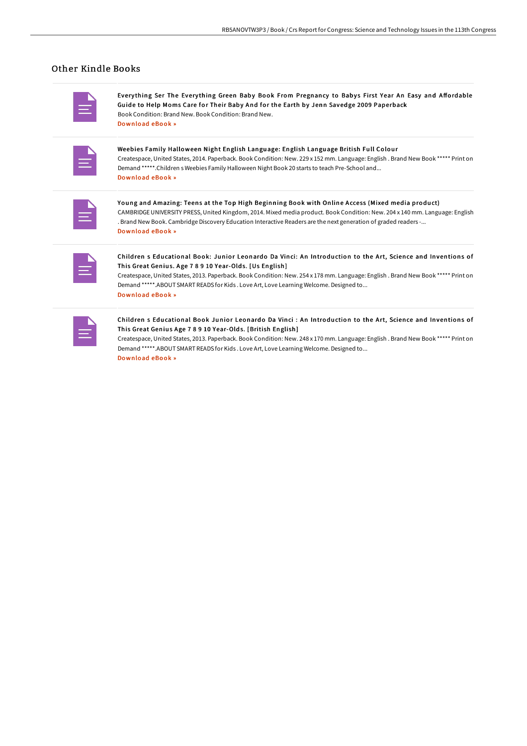## Other Kindle Books

**Everything Ser The Everything Green Baby Book From Pregnancy to Babys First Year An Easy and Affordable Guide to Help Moms Care for Their Baby And for the Earth by Jenn Savedge 2009 Paperback**
Book Condition: Brand New. Book Condition: Brand New.
Download eBook »

**Weebies Family Halloween Night English Language: English Language British Full Colour**
Createspace, United States, 2014. Paperback. Book Condition: New. 229 x 152 mm. Language: English . Brand New Book ***** Print on Demand *****.Children s Weebies Family Halloween Night Book 20 starts to teach Pre-School and...
Download eBook »

**Young and Amazing: Teens at the Top High Beginning Book with Online Access (Mixed media product)**
CAMBRIDGE UNIVERSITY PRESS, United Kingdom, 2014. Mixed media product. Book Condition: New. 204 x 140 mm. Language: English . Brand New Book. Cambridge Discovery Education Interactive Readers are the next generation of graded readers -...
Download eBook »

**Children s Educational Book: Junior Leonardo Da Vinci: An Introduction to the Art, Science and Inventions of This Great Genius. Age 7 8 9 10 Year-Olds. [Us English]**
Createspace, United States, 2013. Paperback. Book Condition: New. 254 x 178 mm. Language: English . Brand New Book ***** Print on Demand *****.ABOUT SMART READS for Kids . Love Art, Love Learning Welcome. Designed to...
Download eBook »

**Children s Educational Book Junior Leonardo Da Vinci : An Introduction to the Art, Science and Inventions of This Great Genius Age 7 8 9 10 Year-Olds. [British English]**
Createspace, United States, 2013. Paperback. Book Condition: New. 248 x 170 mm. Language: English . Brand New Book ***** Print on Demand *****.ABOUT SMART READS for Kids . Love Art, Love Learning Welcome. Designed to...
Download eBook »